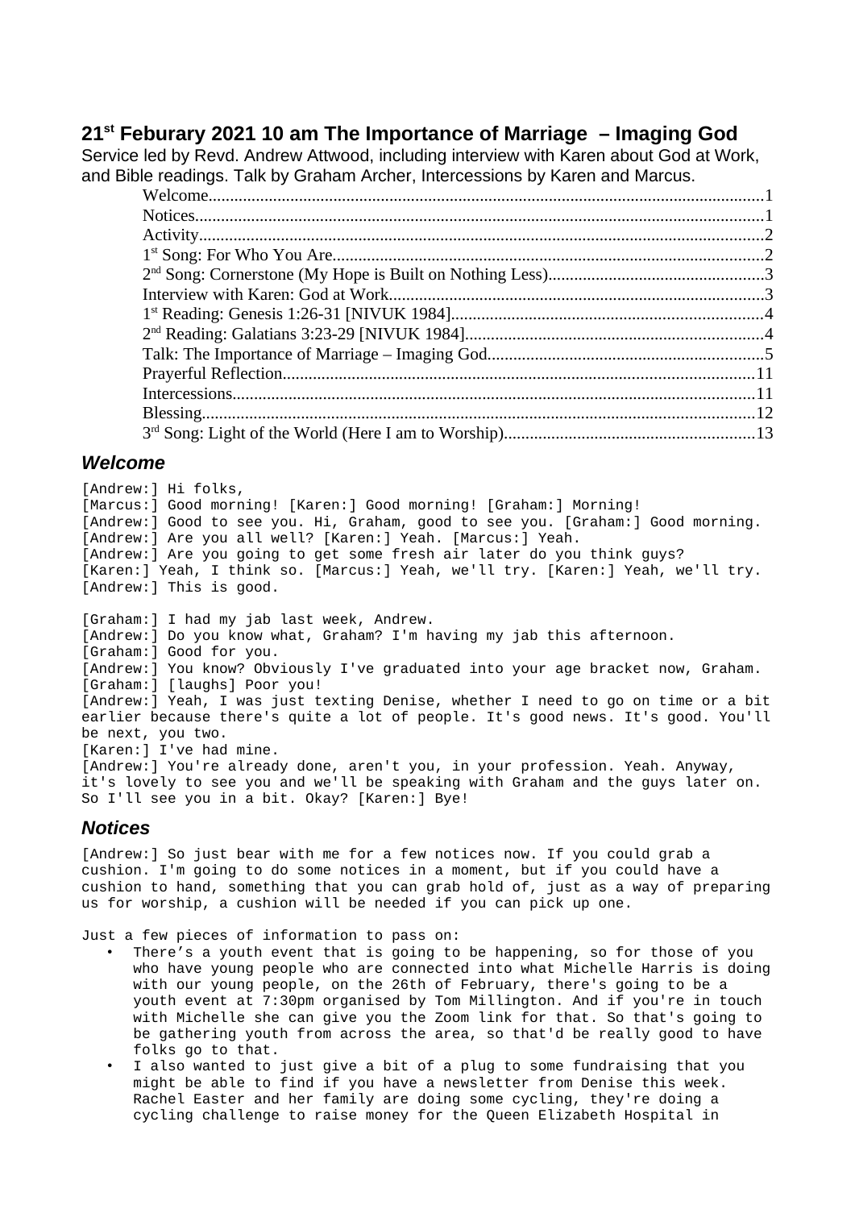## 21st Feburary 2021 10 am The Importance of Marriage – Imaging God

Service led by Revd. Andrew Attwood, including interview with Karen about God at Work, and Bible readings. Talk by Graham Archer, Intercessions by Karen and Marcus.

- Welcome....1
- Notices....1
- Activity....2
- 1st Song: For Who You Are....2
- 2nd Song: Cornerstone (My Hope is Built on Nothing Less)....3
- Interview with Karen: God at Work....3
- 1st Reading: Genesis 1:26-31 [NIVUK 1984]....4
- 2nd Reading: Galatians 3:23-29 [NIVUK 1984]....4
- Talk: The Importance of Marriage – Imaging God....5
- Prayerful Reflection....11
- Intercessions....11
- Blessing....12
- 3rd Song: Light of the World (Here I am to Worship)....13

### *Welcome*

[Andrew:] Hi folks,
[Marcus:] Good morning! [Karen:] Good morning! [Graham:] Morning!
[Andrew:] Good to see you. Hi, Graham, good to see you. [Graham:] Good morning.
[Andrew:] Are you all well? [Karen:] Yeah. [Marcus:] Yeah.
[Andrew:] Are you going to get some fresh air later do you think guys?
[Karen:] Yeah, I think so. [Marcus:] Yeah, we'll try. [Karen:] Yeah, we'll try.
[Andrew:] This is good.

[Graham:] I had my jab last week, Andrew.
[Andrew:] Do you know what, Graham? I'm having my jab this afternoon.
[Graham:] Good for you.
[Andrew:] You know? Obviously I've graduated into your age bracket now, Graham.
[Graham:] [laughs] Poor you!
[Andrew:] Yeah, I was just texting Denise, whether I need to go on time or a bit earlier because there's quite a lot of people. It's good news. It's good. You'll be next, you two.
[Karen:] I've had mine.
[Andrew:] You're already done, aren't you, in your profession. Yeah. Anyway, it's lovely to see you and we'll be speaking with Graham and the guys later on. So I'll see you in a bit. Okay? [Karen:] Bye!

### *Notices*

[Andrew:] So just bear with me for a few notices now. If you could grab a cushion. I'm going to do some notices in a moment, but if you could have a cushion to hand, something that you can grab hold of, just as a way of preparing us for worship, a cushion will be needed if you can pick up one.

Just a few pieces of information to pass on:

- There's a youth event that is going to be happening, so for those of you who have young people who are connected into what Michelle Harris is doing with our young people, on the 26th of February, there's going to be a youth event at 7:30pm organised by Tom Millington. And if you're in touch with Michelle she can give you the Zoom link for that. So that's going to be gathering youth from across the area, so that'd be really good to have folks go to that.
- I also wanted to just give a bit of a plug to some fundraising that you might be able to find if you have a newsletter from Denise this week. Rachel Easter and her family are doing some cycling, they're doing a cycling challenge to raise money for the Queen Elizabeth Hospital in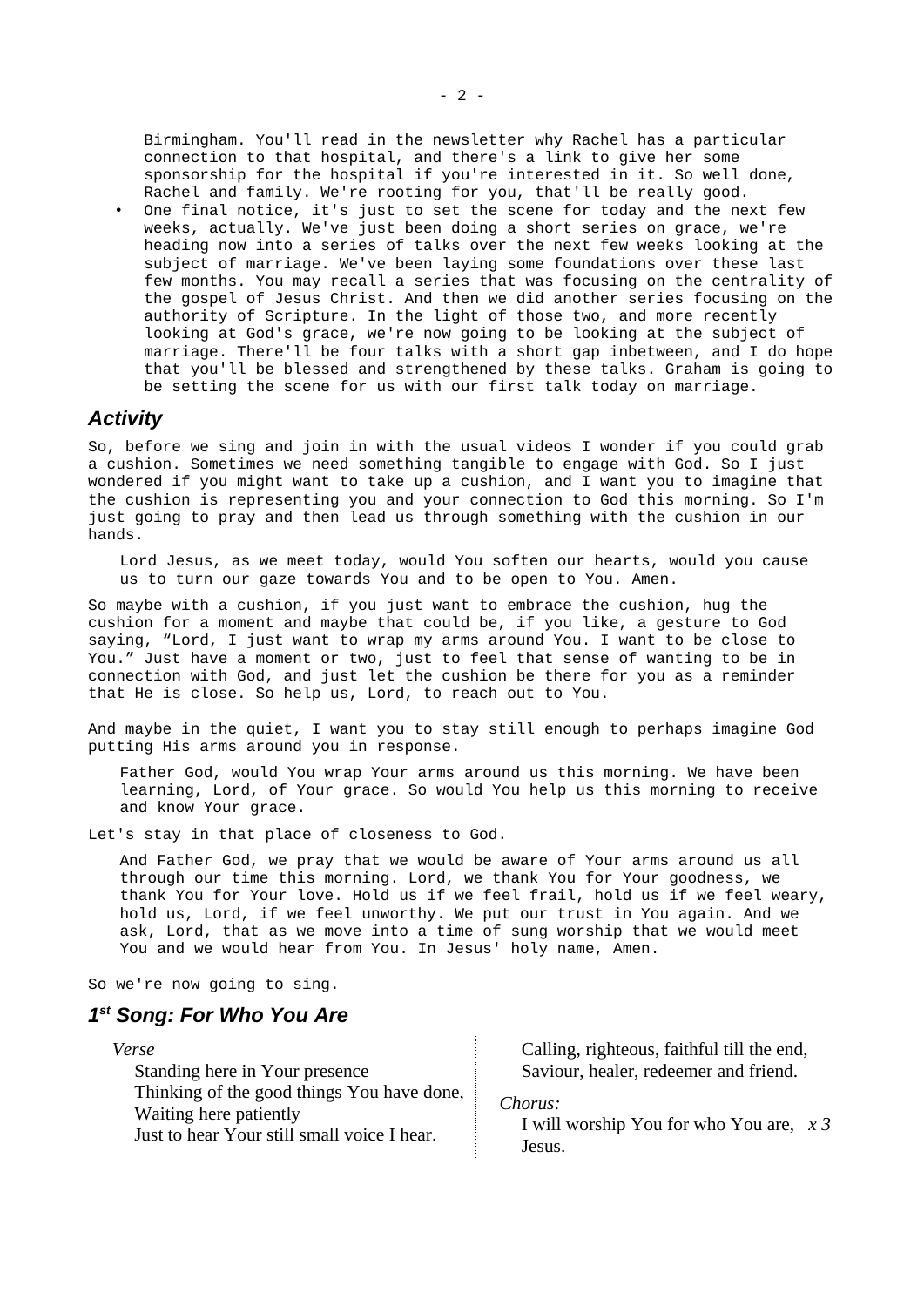Birmingham. You'll read in the newsletter why Rachel has a particular connection to that hospital, and there's a link to give her some sponsorship for the hospital if you're interested in it. So well done, Rachel and family. We're rooting for you, that'll be really good.

- One final notice, it's just to set the scene for today and the next few weeks, actually. We've just been doing a short series on grace, we're heading now into a series of talks over the next few weeks looking at the subject of marriage. We've been laying some foundations over these last few months. You may recall a series that was focusing on the centrality of the gospel of Jesus Christ. And then we did another series focusing on the authority of Scripture. In the light of those two, and more recently looking at God's grace, we're now going to be looking at the subject of marriage. There'll be four talks with a short gap inbetween, and I do hope that you'll be blessed and strengthened by these talks. Graham is going to be setting the scene for us with our first talk today on marriage.

## *Activity*

So, before we sing and join in with the usual videos I wonder if you could grab a cushion. Sometimes we need something tangible to engage with God. So I just wondered if you might want to take up a cushion, and I want you to imagine that the cushion is representing you and your connection to God this morning. So I'm just going to pray and then lead us through something with the cushion in our hands.

> Lord Jesus, as we meet today, would You soften our hearts, would you cause us to turn our gaze towards You and to be open to You. Amen.

So maybe with a cushion, if you just want to embrace the cushion, hug the cushion for a moment and maybe that could be, if you like, a gesture to God saying, "Lord, I just want to wrap my arms around You. I want to be close to You." Just have a moment or two, just to feel that sense of wanting to be in connection with God, and just let the cushion be there for you as a reminder that He is close. So help us, Lord, to reach out to You.

And maybe in the quiet, I want you to stay still enough to perhaps imagine God putting His arms around you in response.

> Father God, would You wrap Your arms around us this morning. We have been learning, Lord, of Your grace. So would You help us this morning to receive and know Your grace.

Let's stay in that place of closeness to God.

> And Father God, we pray that we would be aware of Your arms around us all through our time this morning. Lord, we thank You for Your goodness, we thank You for Your love. Hold us if we feel frail, hold us if we feel weary, hold us, Lord, if we feel unworthy. We put our trust in You again. And we ask, Lord, that as we move into a time of sung worship that we would meet You and we would hear from You. In Jesus' holy name, Amen.

So we're now going to sing.

## *1st Song: For Who You Are*

*Verse*

Standing here in Your presence
Thinking of the good things You have done,
Waiting here patiently
Just to hear Your still small voice I hear.

Calling, righteous, faithful till the end,
Saviour, healer, redeemer and friend.

*Chorus:*

I will worship You for who You are, *x 3*
Jesus.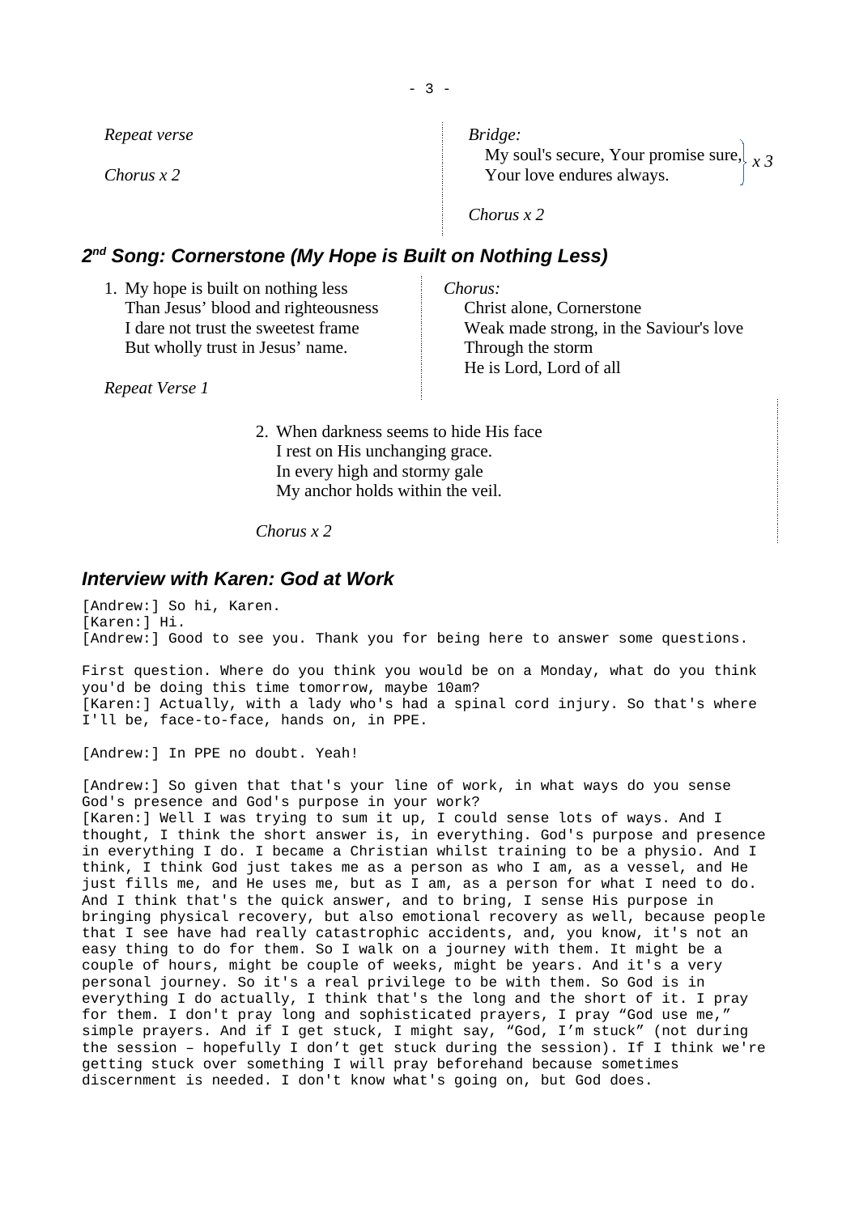*Repeat verse*

*Chorus x 2*

*Bridge:*
My soul's secure, Your promise sure,
Your love endures always. *x 3*

*Chorus x 2*

## 2nd Song: Cornerstone (My Hope is Built on Nothing Less)

1. My hope is built on nothing less
   Than Jesus' blood and righteousness
   I dare not trust the sweetest frame
   But wholly trust in Jesus' name.

*Repeat Verse 1*

*Chorus:*
Christ alone, Cornerstone
Weak made strong, in the Saviour's love
Through the storm
He is Lord, Lord of all

2. When darkness seems to hide His face
   I rest on His unchanging grace.
   In every high and stormy gale
   My anchor holds within the veil.

*Chorus x 2*

## Interview with Karen: God at Work

[Andrew:] So hi, Karen.
[Karen:] Hi.
[Andrew:] Good to see you. Thank you for being here to answer some questions.

First question. Where do you think you would be on a Monday, what do you think you'd be doing this time tomorrow, maybe 10am?
[Karen:] Actually, with a lady who's had a spinal cord injury. So that's where I'll be, face-to-face, hands on, in PPE.

[Andrew:] In PPE no doubt. Yeah!

[Andrew:] So given that that's your line of work, in what ways do you sense God's presence and God's purpose in your work?
[Karen:] Well I was trying to sum it up, I could sense lots of ways. And I thought, I think the short answer is, in everything. God's purpose and presence in everything I do. I became a Christian whilst training to be a physio. And I think, I think God just takes me as a person as who I am, as a vessel, and He just fills me, and He uses me, but as I am, as a person for what I need to do. And I think that's the quick answer, and to bring, I sense His purpose in bringing physical recovery, but also emotional recovery as well, because people that I see have had really catastrophic accidents, and, you know, it's not an easy thing to do for them. So I walk on a journey with them. It might be a couple of hours, might be couple of weeks, might be years. And it's a very personal journey. So it's a real privilege to be with them. So God is in everything I do actually, I think that's the long and the short of it. I pray for them. I don't pray long and sophisticated prayers, I pray "God use me," simple prayers. And if I get stuck, I might say, "God, I'm stuck" (not during the session – hopefully I don't get stuck during the session). If I think we're getting stuck over something I will pray beforehand because sometimes discernment is needed. I don't know what's going on, but God does.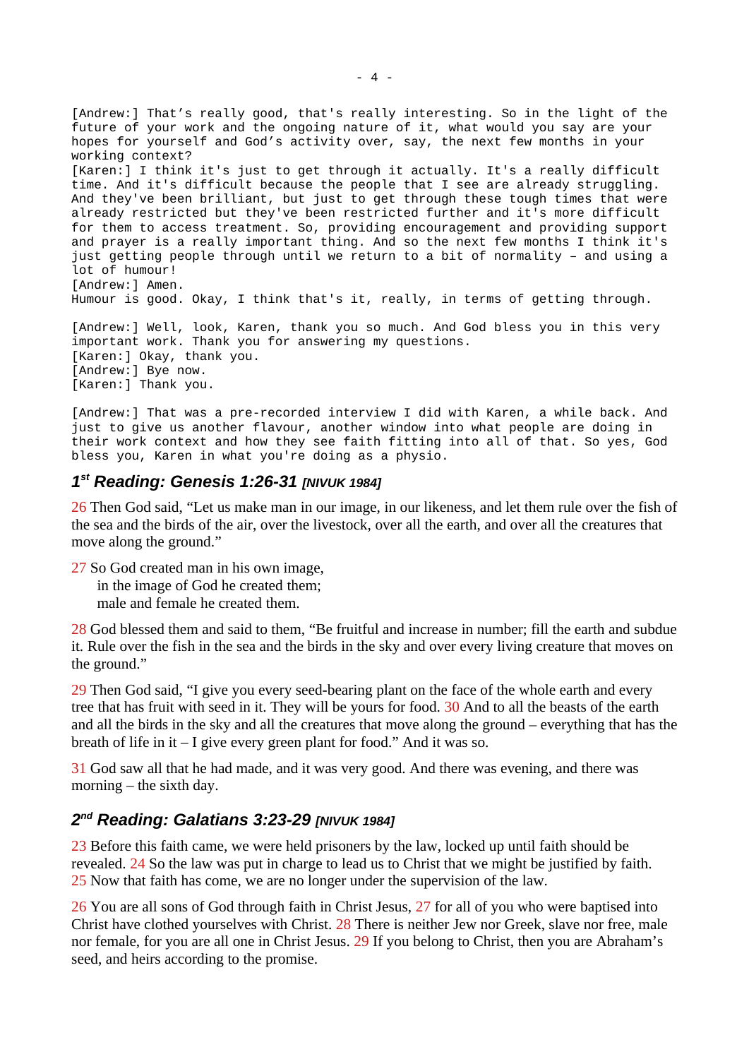[Andrew:] That's really good, that's really interesting. So in the light of the future of your work and the ongoing nature of it, what would you say are your hopes for yourself and God's activity over, say, the next few months in your working context?
[Karen:] I think it's just to get through it actually. It's a really difficult time. And it's difficult because the people that I see are already struggling. And they've been brilliant, but just to get through these tough times that were already restricted but they've been restricted further and it's more difficult for them to access treatment. So, providing encouragement and providing support and prayer is a really important thing. And so the next few months I think it's just getting people through until we return to a bit of normality – and using a lot of humour!
[Andrew:] Amen.
Humour is good. Okay, I think that's it, really, in terms of getting through.

[Andrew:] Well, look, Karen, thank you so much. And God bless you in this very important work. Thank you for answering my questions.
[Karen:] Okay, thank you.
[Andrew:] Bye now.
[Karen:] Thank you.

[Andrew:] That was a pre-recorded interview I did with Karen, a while back. And just to give us another flavour, another window into what people are doing in their work context and how they see faith fitting into all of that. So yes, God bless you, Karen in what you're doing as a physio.

## 1st Reading: Genesis 1:26-31 *[NIVUK 1984]*

26 Then God said, "Let us make man in our image, in our likeness, and let them rule over the fish of the sea and the birds of the air, over the livestock, over all the earth, and over all the creatures that move along the ground."

27 So God created man in his own image,
in the image of God he created them;
male and female he created them.

28 God blessed them and said to them, "Be fruitful and increase in number; fill the earth and subdue it. Rule over the fish in the sea and the birds in the sky and over every living creature that moves on the ground."

29 Then God said, "I give you every seed-bearing plant on the face of the whole earth and every tree that has fruit with seed in it. They will be yours for food. 30 And to all the beasts of the earth and all the birds in the sky and all the creatures that move along the ground – everything that has the breath of life in it – I give every green plant for food." And it was so.

31 God saw all that he had made, and it was very good. And there was evening, and there was morning – the sixth day.

## 2nd Reading: Galatians 3:23-29 *[NIVUK 1984]*

23 Before this faith came, we were held prisoners by the law, locked up until faith should be revealed. 24 So the law was put in charge to lead us to Christ that we might be justified by faith. 25 Now that faith has come, we are no longer under the supervision of the law.

26 You are all sons of God through faith in Christ Jesus, 27 for all of you who were baptised into Christ have clothed yourselves with Christ. 28 There is neither Jew nor Greek, slave nor free, male nor female, for you are all one in Christ Jesus. 29 If you belong to Christ, then you are Abraham's seed, and heirs according to the promise.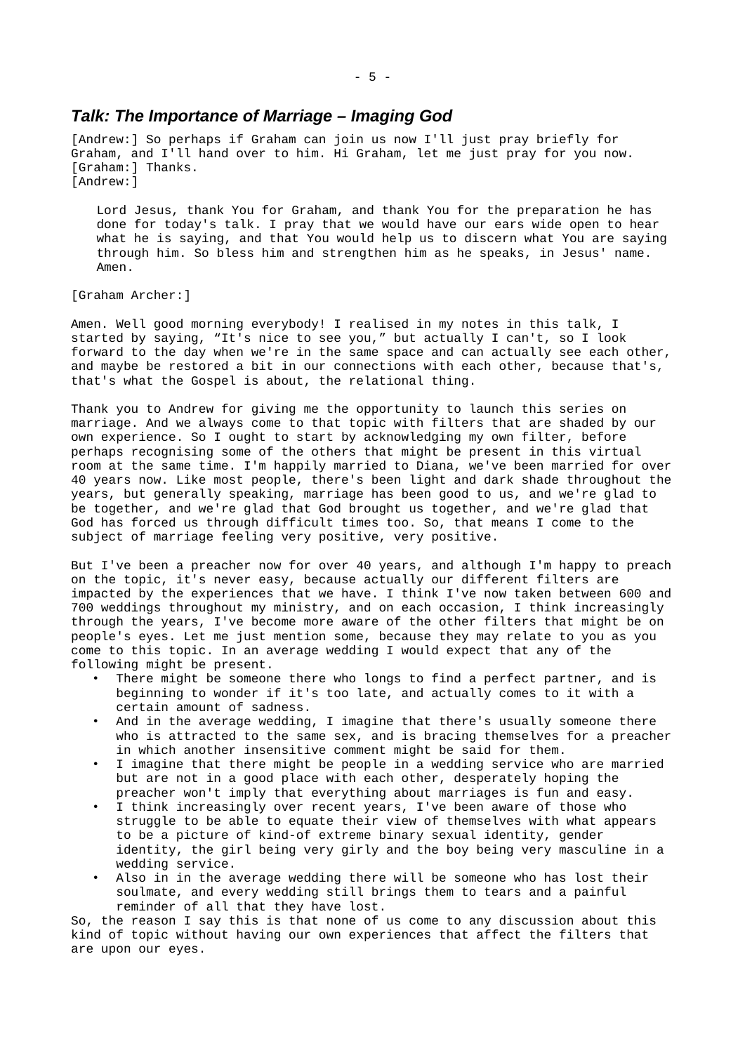## *Talk: The Importance of Marriage – Imaging God*

[Andrew:] So perhaps if Graham can join us now I'll just pray briefly for Graham, and I'll hand over to him. Hi Graham, let me just pray for you now.
[Graham:] Thanks.
[Andrew:]

> Lord Jesus, thank You for Graham, and thank You for the preparation he has done for today's talk. I pray that we would have our ears wide open to hear what he is saying, and that You would help us to discern what You are saying through him. So bless him and strengthen him as he speaks, in Jesus' name. Amen.

[Graham Archer:]

Amen. Well good morning everybody! I realised in my notes in this talk, I started by saying, "It's nice to see you," but actually I can't, so I look forward to the day when we're in the same space and can actually see each other, and maybe be restored a bit in our connections with each other, because that's, that's what the Gospel is about, the relational thing.

Thank you to Andrew for giving me the opportunity to launch this series on marriage. And we always come to that topic with filters that are shaded by our own experience. So I ought to start by acknowledging my own filter, before perhaps recognising some of the others that might be present in this virtual room at the same time. I'm happily married to Diana, we've been married for over 40 years now. Like most people, there's been light and dark shade throughout the years, but generally speaking, marriage has been good to us, and we're glad to be together, and we're glad that God brought us together, and we're glad that God has forced us through difficult times too. So, that means I come to the subject of marriage feeling very positive, very positive.

But I've been a preacher now for over 40 years, and although I'm happy to preach on the topic, it's never easy, because actually our different filters are impacted by the experiences that we have. I think I've now taken between 600 and 700 weddings throughout my ministry, and on each occasion, I think increasingly through the years, I've become more aware of the other filters that might be on people's eyes. Let me just mention some, because they may relate to you as you come to this topic. In an average wedding I would expect that any of the following might be present.

- There might be someone there who longs to find a perfect partner, and is beginning to wonder if it's too late, and actually comes to it with a certain amount of sadness.
- And in the average wedding, I imagine that there's usually someone there who is attracted to the same sex, and is bracing themselves for a preacher in which another insensitive comment might be said for them.
- I imagine that there might be people in a wedding service who are married but are not in a good place with each other, desperately hoping the preacher won't imply that everything about marriages is fun and easy.
- I think increasingly over recent years, I've been aware of those who struggle to be able to equate their view of themselves with what appears to be a picture of kind-of extreme binary sexual identity, gender identity, the girl being very girly and the boy being very masculine in a wedding service.
- Also in in the average wedding there will be someone who has lost their soulmate, and every wedding still brings them to tears and a painful reminder of all that they have lost.

So, the reason I say this is that none of us come to any discussion about this kind of topic without having our own experiences that affect the filters that are upon our eyes.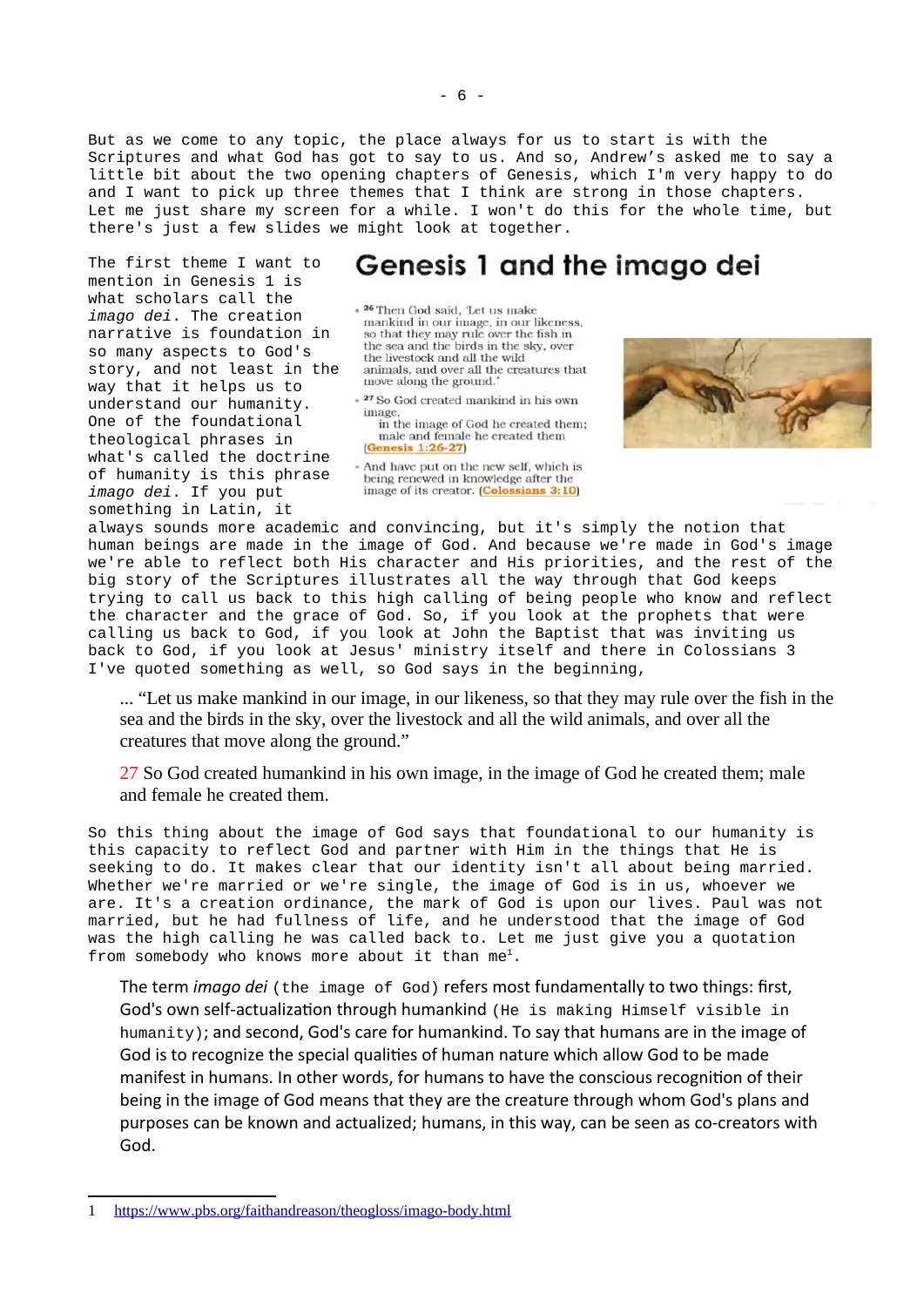But as we come to any topic, the place always for us to start is with the Scriptures and what God has got to say to us. And so, Andrew's asked me to say a little bit about the two opening chapters of Genesis, which I'm very happy to do and I want to pick up three themes that I think are strong in those chapters. Let me just share my screen for a while. I won't do this for the whole time, but there's just a few slides we might look at together.

**Genesis 1 and the imago dei**

- [26] Then God said, 'Let us make mankind in our image, in our likeness, so that they may rule over the fish in the sea and the birds in the sky, over the livestock and all the wild animals, and over all the creatures that move along the ground.'
- [27] So God created mankind in his own image, in the image of God he created them; male and female he created them (Genesis 1:26-27)
- And have put on the new self, which is being renewed in knowledge after the image of its creator. (Colossians 3:10)

The first theme I want to mention in Genesis 1 is what scholars call the *imago dei*. The creation narrative is foundation in so many aspects to God's story, and not least in the way that it helps us to understand our humanity. One of the foundational theological phrases in what's called the doctrine of humanity is this phrase *imago dei*. If you put something in Latin, it always sounds more academic and convincing, but it's simply the notion that human beings are made in the image of God. And because we're made in God's image we're able to reflect both His character and His priorities, and the rest of the big story of the Scriptures illustrates all the way through that God keeps trying to call us back to this high calling of being people who know and reflect the character and the grace of God. So, if you look at the prophets that were calling us back to God, if you look at John the Baptist that was inviting us back to God, if you look at Jesus' ministry itself and there in Colossians 3 I've quoted something as well, so God says in the beginning,

> ... "Let us make mankind in our image, in our likeness, so that they may rule over the fish in the sea and the birds in the sky, over the livestock and all the wild animals, and over all the creatures that move along the ground."
>
> 27 So God created humankind in his own image, in the image of God he created them; male and female he created them.

So this thing about the image of God says that foundational to our humanity is this capacity to reflect God and partner with Him in the things that He is seeking to do. It makes clear that our identity isn't all about being married. Whether we're married or we're single, the image of God is in us, whoever we are. It's a creation ordinance, the mark of God is upon our lives. Paul was not married, but he had fullness of life, and he understood that the image of God was the high calling he was called back to. Let me just give you a quotation from somebody who knows more about it than me[1].

> The term *imago dei* (the image of God) refers most fundamentally to two things: first, God's own self-actualization through humankind (He is making Himself visible in humanity); and second, God's care for humankind. To say that humans are in the image of God is to recognize the special qualities of human nature which allow God to be made manifest in humans. In other words, for humans to have the conscious recognition of their being in the image of God means that they are the creature through whom God's plans and purposes can be known and actualized; humans, in this way, can be seen as co-creators with God.

1 https://www.pbs.org/faithandreason/theogloss/imago-body.html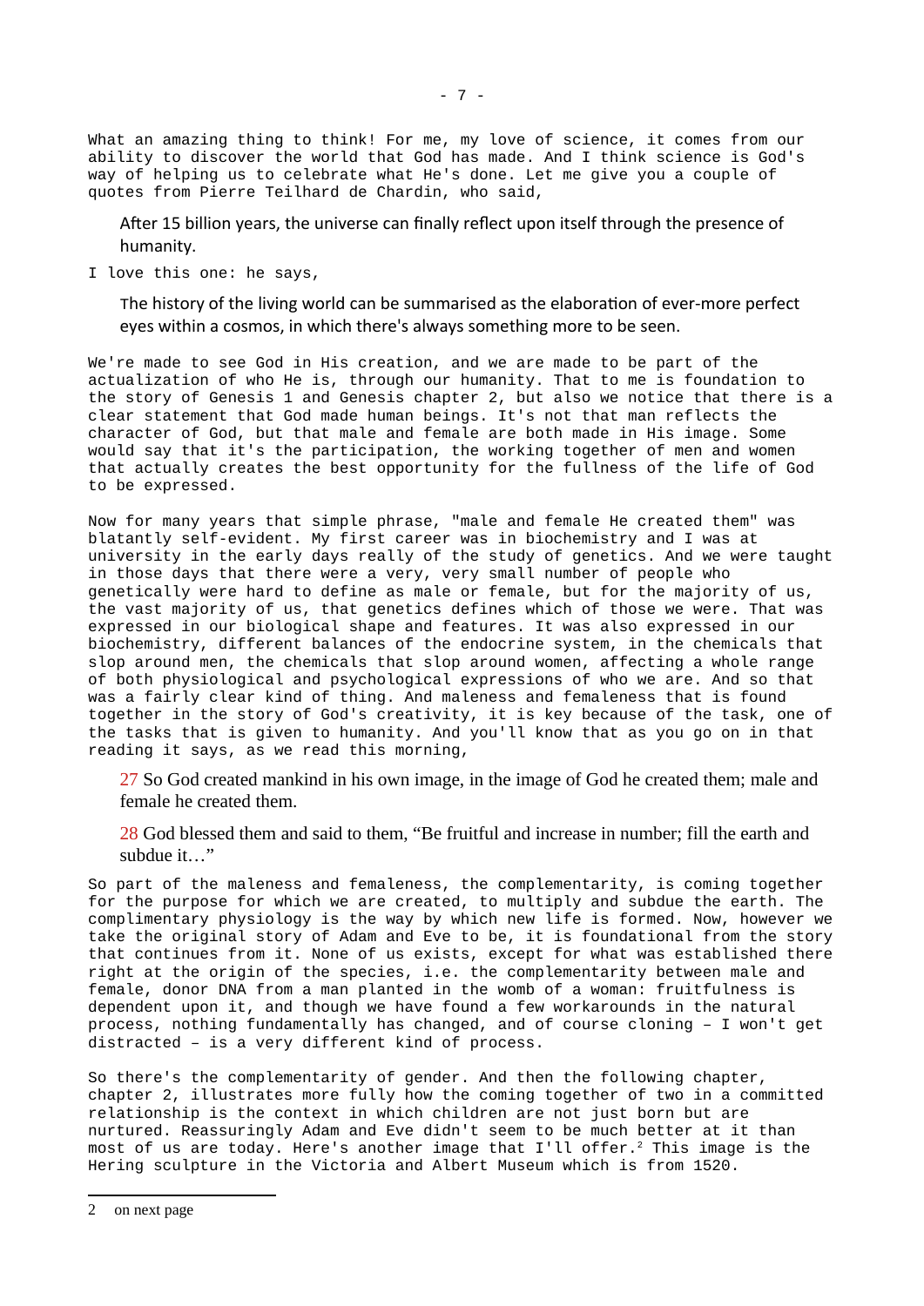What an amazing thing to think! For me, my love of science, it comes from our ability to discover the world that God has made. And I think science is God's way of helping us to celebrate what He's done. Let me give you a couple of quotes from Pierre Teilhard de Chardin, who said,

> After 15 billion years, the universe can finally reflect upon itself through the presence of humanity.

I love this one: he says,

> The history of the living world can be summarised as the elaboration of ever-more perfect eyes within a cosmos, in which there's always something more to be seen.

We're made to see God in His creation, and we are made to be part of the actualization of who He is, through our humanity. That to me is foundation to the story of Genesis 1 and Genesis chapter 2, but also we notice that there is a clear statement that God made human beings. It's not that man reflects the character of God, but that male and female are both made in His image. Some would say that it's the participation, the working together of men and women that actually creates the best opportunity for the fullness of the life of God to be expressed.

Now for many years that simple phrase, "male and female He created them" was blatantly self-evident. My first career was in biochemistry and I was at university in the early days really of the study of genetics. And we were taught in those days that there were a very, very small number of people who genetically were hard to define as male or female, but for the majority of us, the vast majority of us, that genetics defines which of those we were. That was expressed in our biological shape and features. It was also expressed in our biochemistry, different balances of the endocrine system, in the chemicals that slop around men, the chemicals that slop around women, affecting a whole range of both physiological and psychological expressions of who we are. And so that was a fairly clear kind of thing. And maleness and femaleness that is found together in the story of God's creativity, it is key because of the task, one of the tasks that is given to humanity. And you'll know that as you go on in that reading it says, as we read this morning,

> 27 So God created mankind in his own image, in the image of God he created them; male and female he created them.
>
> 28 God blessed them and said to them, "Be fruitful and increase in number; fill the earth and subdue it…"

So part of the maleness and femaleness, the complementarity, is coming together for the purpose for which we are created, to multiply and subdue the earth. The complimentary physiology is the way by which new life is formed. Now, however we take the original story of Adam and Eve to be, it is foundational from the story that continues from it. None of us exists, except for what was established there right at the origin of the species, i.e. the complementarity between male and female, donor DNA from a man planted in the womb of a woman: fruitfulness is dependent upon it, and though we have found a few workarounds in the natural process, nothing fundamentally has changed, and of course cloning – I won't get distracted – is a very different kind of process.

So there's the complementarity of gender. And then the following chapter, chapter 2, illustrates more fully how the coming together of two in a committed relationship is the context in which children are not just born but are nurtured. Reassuringly Adam and Eve didn't seem to be much better at it than most of us are today. Here's another image that I'll offer.[2] This image is the Hering sculpture in the Victoria and Albert Museum which is from 1520.

---

2 on next page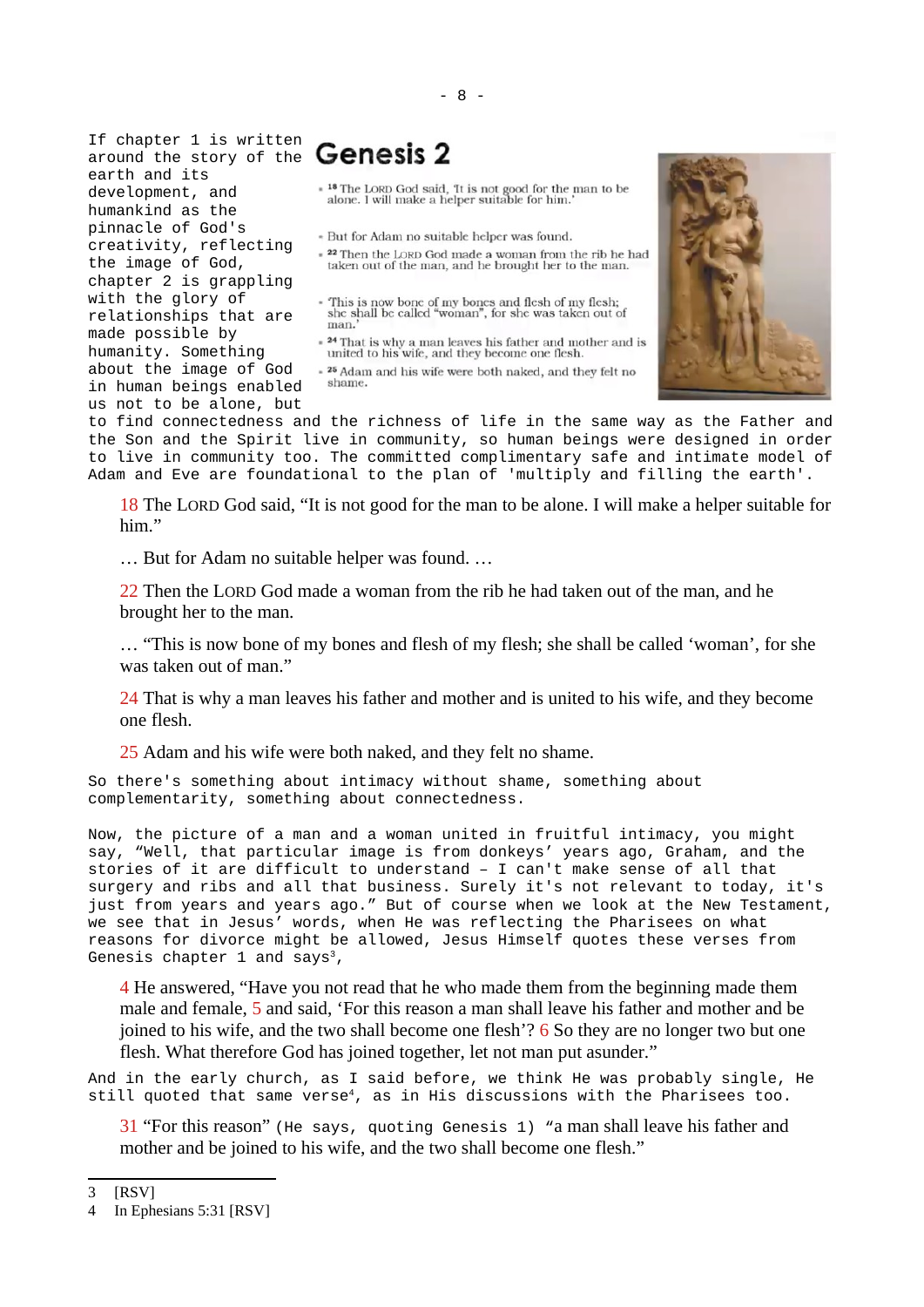If chapter 1 is written around the story of the earth and its development, and humankind as the pinnacle of God's creativity, reflecting the image of God, chapter 2 is grappling with the glory of relationships that are made possible by humanity. Something about the image of God in human beings enabled us not to be alone, but to find connectedness and the richness of life in the same way as the Father and the Son and the Spirit live in community, so human beings were designed in order to live in community too. The committed complimentary safe and intimate model of Adam and Eve are foundational to the plan of 'multiply and filling the earth'.

## Genesis 2

- [18] The LORD God said, 'It is not good for the man to be alone. I will make a helper suitable for him.'
- But for Adam no suitable helper was found.
- [22] Then the LORD God made a woman from the rib he had taken out of the man, and he brought her to the man.
- 'This is now bone of my bones and flesh of my flesh; she shall be called "woman", for she was taken out of man.'
- [24] That is why a man leaves his father and mother and is united to his wife, and they become one flesh.
- [25] Adam and his wife were both naked, and they felt no shame.

> 18 The LORD God said, "It is not good for the man to be alone. I will make a helper suitable for him."
>
> … But for Adam no suitable helper was found. …
>
> 22 Then the LORD God made a woman from the rib he had taken out of the man, and he brought her to the man.
>
> … "This is now bone of my bones and flesh of my flesh; she shall be called 'woman', for she was taken out of man."
>
> 24 That is why a man leaves his father and mother and is united to his wife, and they become one flesh.
>
> 25 Adam and his wife were both naked, and they felt no shame.

So there's something about intimacy without shame, something about complementarity, something about connectedness.

Now, the picture of a man and a woman united in fruitful intimacy, you might say, "Well, that particular image is from donkeys' years ago, Graham, and the stories of it are difficult to understand – I can't make sense of all that surgery and ribs and all that business. Surely it's not relevant to today, it's just from years and years ago." But of course when we look at the New Testament, we see that in Jesus' words, when He was reflecting the Pharisees on what reasons for divorce might be allowed, Jesus Himself quotes these verses from Genesis chapter 1 and says[3],

> 4 He answered, "Have you not read that he who made them from the beginning made them male and female, 5 and said, 'For this reason a man shall leave his father and mother and be joined to his wife, and the two shall become one flesh'? 6 So they are no longer two but one flesh. What therefore God has joined together, let not man put asunder."

And in the early church, as I said before, we think He was probably single, He still quoted that same verse[4], as in His discussions with the Pharisees too.

> 31 "For this reason" (He says, quoting Genesis 1) "a man shall leave his father and mother and be joined to his wife, and the two shall become one flesh."

---

3 [RSV]

4 In Ephesians 5:31 [RSV]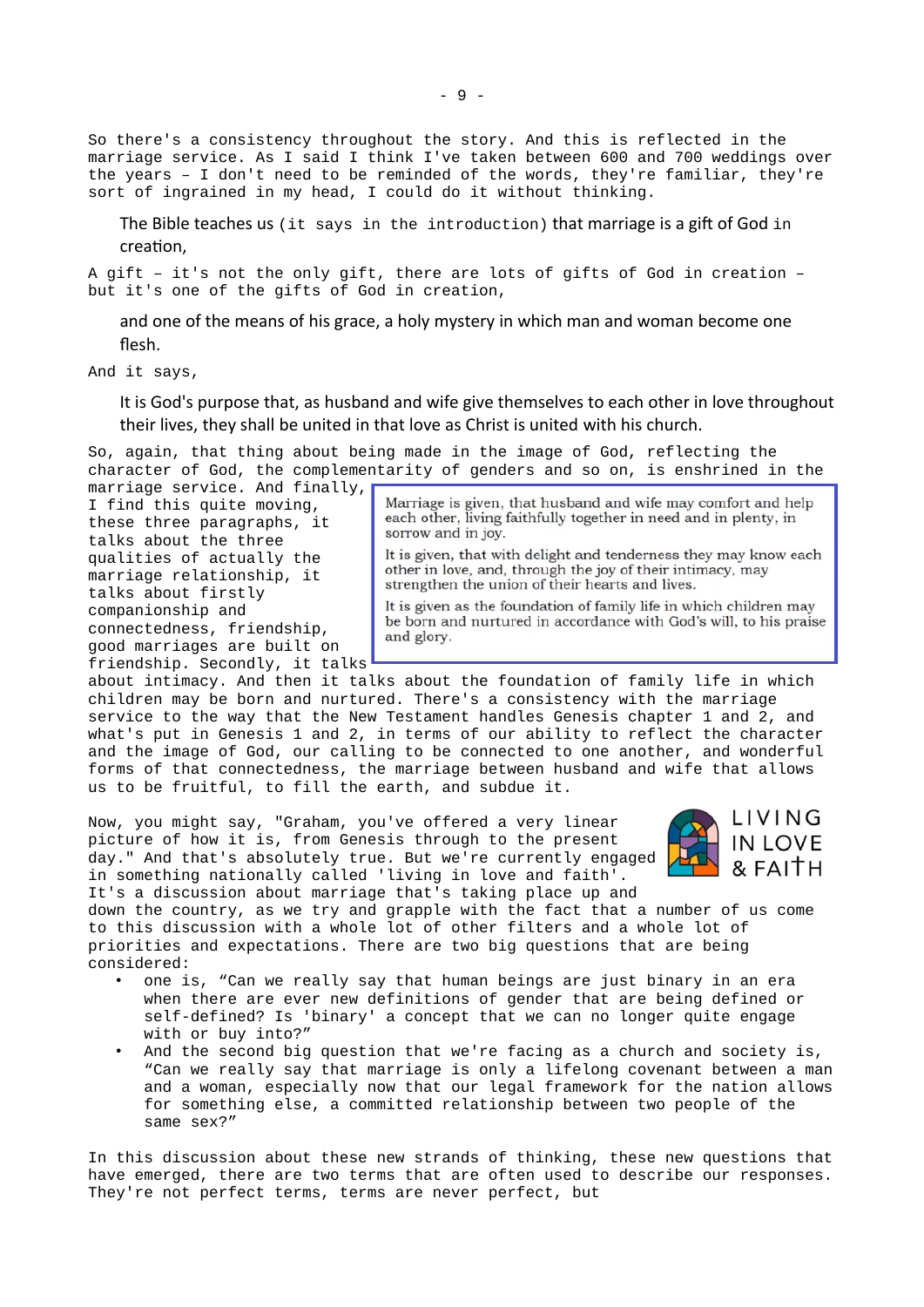So there's a consistency throughout the story. And this is reflected in the marriage service. As I said I think I've taken between 600 and 700 weddings over the years – I don't need to be reminded of the words, they're familiar, they're sort of ingrained in my head, I could do it without thinking.

> The Bible teaches us (it says in the introduction) that marriage is a gift of God in creation,

A gift – it's not the only gift, there are lots of gifts of God in creation – but it's one of the gifts of God in creation,

> and one of the means of his grace, a holy mystery in which man and woman become one flesh.

And it says,

> It is God's purpose that, as husband and wife give themselves to each other in love throughout their lives, they shall be united in that love as Christ is united with his church.

So, again, that thing about being made in the image of God, reflecting the character of God, the complementarity of genders and so on, is enshrined in the marriage service. And finally, I find this quite moving, these three paragraphs, it talks about the three qualities of actually the marriage relationship, it talks about firstly companionship and connectedness, friendship, good marriages are built on friendship. Secondly, it talks about intimacy. And then it talks about the foundation of family life in which children may be born and nurtured. There's a consistency with the marriage service to the way that the New Testament handles Genesis chapter 1 and 2, and what's put in Genesis 1 and 2, in terms of our ability to reflect the character and the image of God, our calling to be connected to one another, and wonderful forms of that connectedness, the marriage between husband and wife that allows us to be fruitful, to fill the earth, and subdue it.

> Marriage is given, that husband and wife may comfort and help each other, living faithfully together in need and in plenty, in sorrow and in joy.
>
> It is given, that with delight and tenderness they may know each other in love, and, through the joy of their intimacy, may strengthen the union of their hearts and lives.
>
> It is given as the foundation of family life in which children may be born and nurtured in accordance with God's will, to his praise and glory.

Now, you might say, "Graham, you've offered a very linear picture of how it is, from Genesis through to the present day." And that's absolutely true. But we're currently engaged in something nationally called 'living in love and faith'. It's a discussion about marriage that's taking place up and down the country, as we try and grapple with the fact that a number of us come to this discussion with a whole lot of other filters and a whole lot of priorities and expectations. There are two big questions that are being considered:

LIVING IN LOVE & FAITH

- one is, "Can we really say that human beings are just binary in an era when there are ever new definitions of gender that are being defined or self-defined? Is 'binary' a concept that we can no longer quite engage with or buy into?"
- And the second big question that we're facing as a church and society is, "Can we really say that marriage is only a lifelong covenant between a man and a woman, especially now that our legal framework for the nation allows for something else, a committed relationship between two people of the same sex?"

In this discussion about these new strands of thinking, these new questions that have emerged, there are two terms that are often used to describe our responses. They're not perfect terms, terms are never perfect, but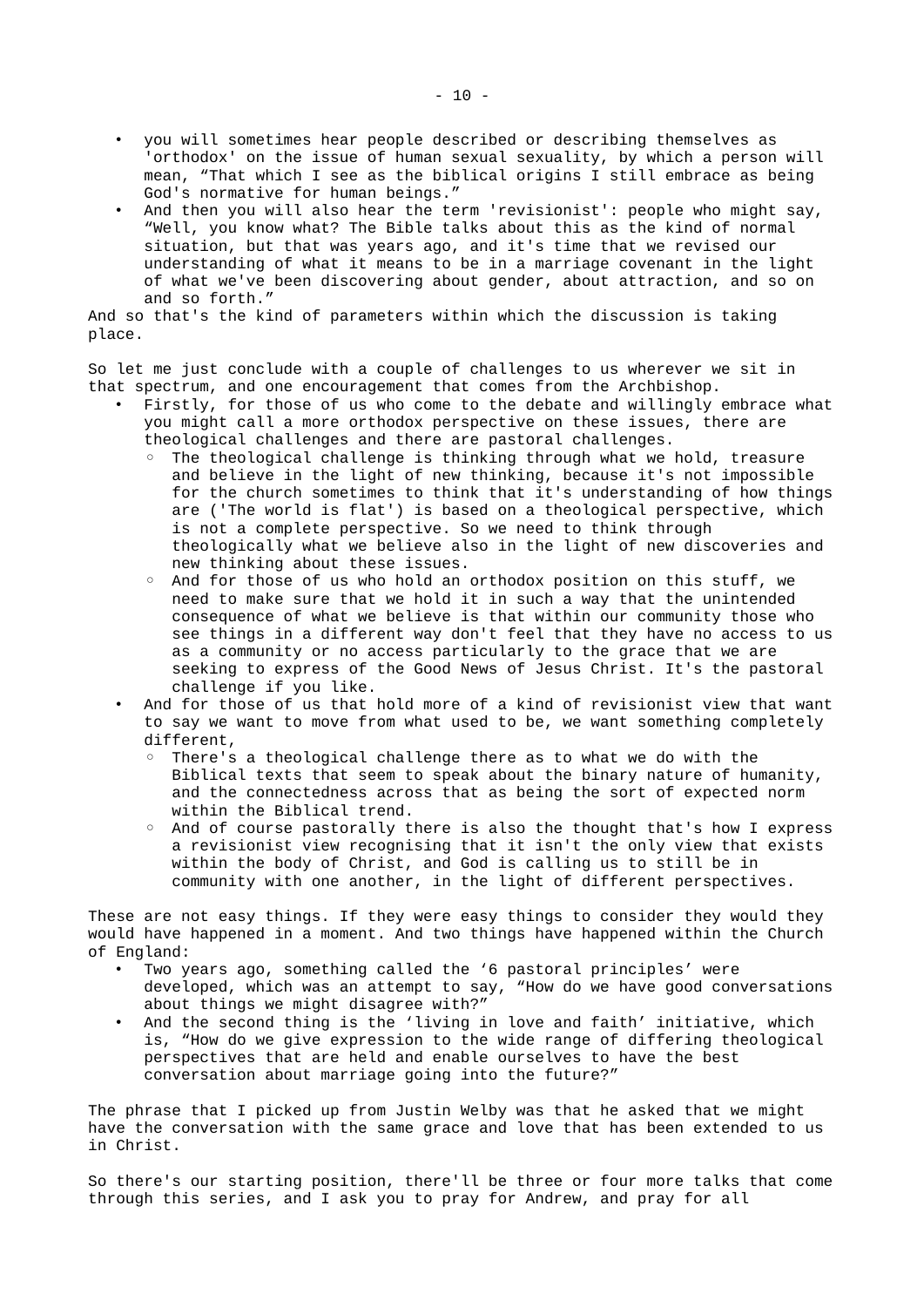- you will sometimes hear people described or describing themselves as 'orthodox' on the issue of human sexual sexuality, by which a person will mean, "That which I see as the biblical origins I still embrace as being God's normative for human beings."
- And then you will also hear the term 'revisionist': people who might say, "Well, you know what? The Bible talks about this as the kind of normal situation, but that was years ago, and it's time that we revised our understanding of what it means to be in a marriage covenant in the light of what we've been discovering about gender, about attraction, and so on and so forth."

And so that's the kind of parameters within which the discussion is taking place.

So let me just conclude with a couple of challenges to us wherever we sit in that spectrum, and one encouragement that comes from the Archbishop.

- Firstly, for those of us who come to the debate and willingly embrace what you might call a more orthodox perspective on these issues, there are theological challenges and there are pastoral challenges.
  - The theological challenge is thinking through what we hold, treasure and believe in the light of new thinking, because it's not impossible for the church sometimes to think that it's understanding of how things are ('The world is flat') is based on a theological perspective, which is not a complete perspective. So we need to think through theologically what we believe also in the light of new discoveries and new thinking about these issues.
  - And for those of us who hold an orthodox position on this stuff, we need to make sure that we hold it in such a way that the unintended consequence of what we believe is that within our community those who see things in a different way don't feel that they have no access to us as a community or no access particularly to the grace that we are seeking to express of the Good News of Jesus Christ. It's the pastoral challenge if you like.
- And for those of us that hold more of a kind of revisionist view that want to say we want to move from what used to be, we want something completely different,
  - There's a theological challenge there as to what we do with the Biblical texts that seem to speak about the binary nature of humanity, and the connectedness across that as being the sort of expected norm within the Biblical trend.
  - And of course pastorally there is also the thought that's how I express a revisionist view recognising that it isn't the only view that exists within the body of Christ, and God is calling us to still be in community with one another, in the light of different perspectives.

These are not easy things. If they were easy things to consider they would they would have happened in a moment. And two things have happened within the Church of England:

- Two years ago, something called the '6 pastoral principles' were developed, which was an attempt to say, "How do we have good conversations about things we might disagree with?"
- And the second thing is the 'living in love and faith' initiative, which is, "How do we give expression to the wide range of differing theological perspectives that are held and enable ourselves to have the best conversation about marriage going into the future?"

The phrase that I picked up from Justin Welby was that he asked that we might have the conversation with the same grace and love that has been extended to us in Christ.

So there's our starting position, there'll be three or four more talks that come through this series, and I ask you to pray for Andrew, and pray for all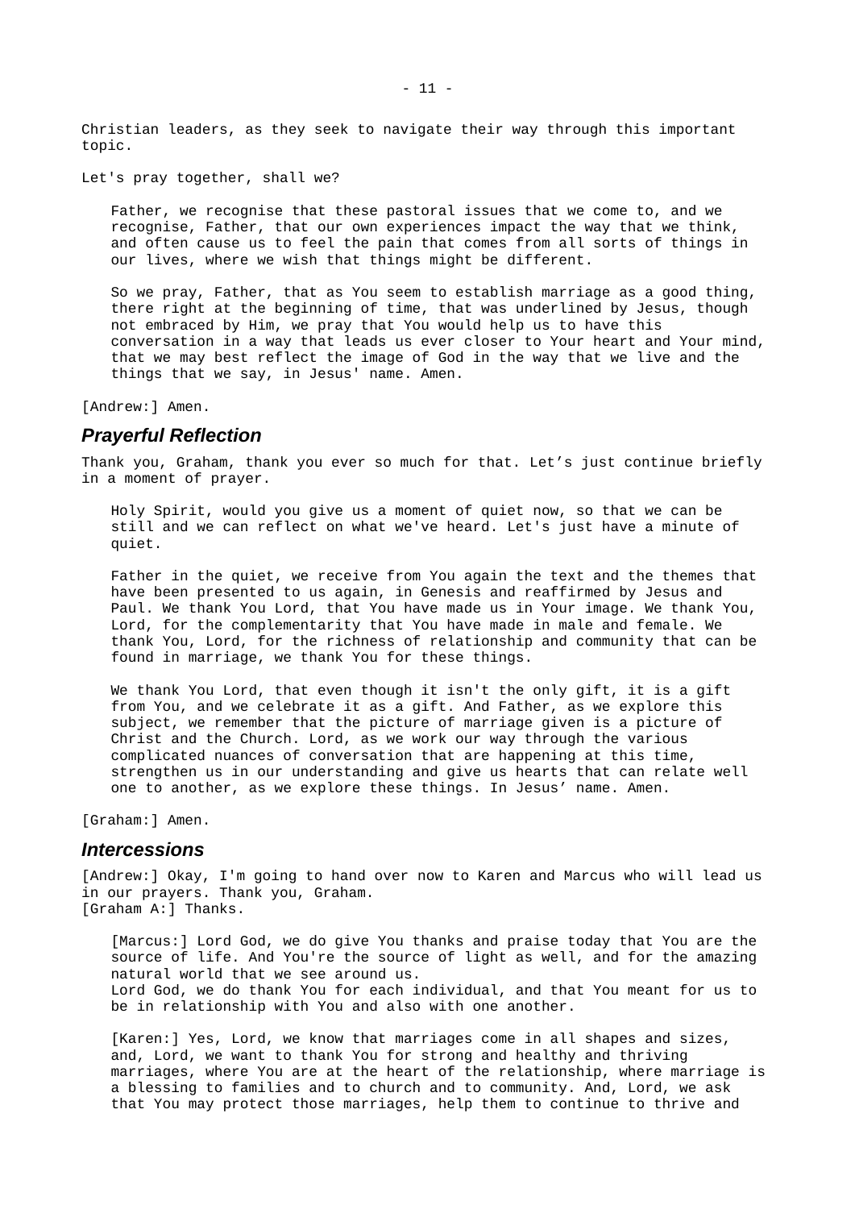Christian leaders, as they seek to navigate their way through this important topic.

Let's pray together, shall we?

> Father, we recognise that these pastoral issues that we come to, and we recognise, Father, that our own experiences impact the way that we think, and often cause us to feel the pain that comes from all sorts of things in our lives, where we wish that things might be different.
>
> So we pray, Father, that as You seem to establish marriage as a good thing, there right at the beginning of time, that was underlined by Jesus, though not embraced by Him, we pray that You would help us to have this conversation in a way that leads us ever closer to Your heart and Your mind, that we may best reflect the image of God in the way that we live and the things that we say, in Jesus' name. Amen.

[Andrew:] Amen.

## *Prayerful Reflection*

Thank you, Graham, thank you ever so much for that. Let's just continue briefly in a moment of prayer.

> Holy Spirit, would you give us a moment of quiet now, so that we can be still and we can reflect on what we've heard. Let's just have a minute of quiet.
>
> Father in the quiet, we receive from You again the text and the themes that have been presented to us again, in Genesis and reaffirmed by Jesus and Paul. We thank You Lord, that You have made us in Your image. We thank You, Lord, for the complementarity that You have made in male and female. We thank You, Lord, for the richness of relationship and community that can be found in marriage, we thank You for these things.
>
> We thank You Lord, that even though it isn't the only gift, it is a gift from You, and we celebrate it as a gift. And Father, as we explore this subject, we remember that the picture of marriage given is a picture of Christ and the Church. Lord, as we work our way through the various complicated nuances of conversation that are happening at this time, strengthen us in our understanding and give us hearts that can relate well one to another, as we explore these things. In Jesus' name. Amen.

[Graham:] Amen.

## *Intercessions*

[Andrew:] Okay, I'm going to hand over now to Karen and Marcus who will lead us in our prayers. Thank you, Graham.
[Graham A:] Thanks.

> [Marcus:] Lord God, we do give You thanks and praise today that You are the source of life. And You're the source of light as well, and for the amazing natural world that we see around us.
> Lord God, we do thank You for each individual, and that You meant for us to be in relationship with You and also with one another.
>
> [Karen:] Yes, Lord, we know that marriages come in all shapes and sizes, and, Lord, we want to thank You for strong and healthy and thriving marriages, where You are at the heart of the relationship, where marriage is a blessing to families and to church and to community. And, Lord, we ask that You may protect those marriages, help them to continue to thrive and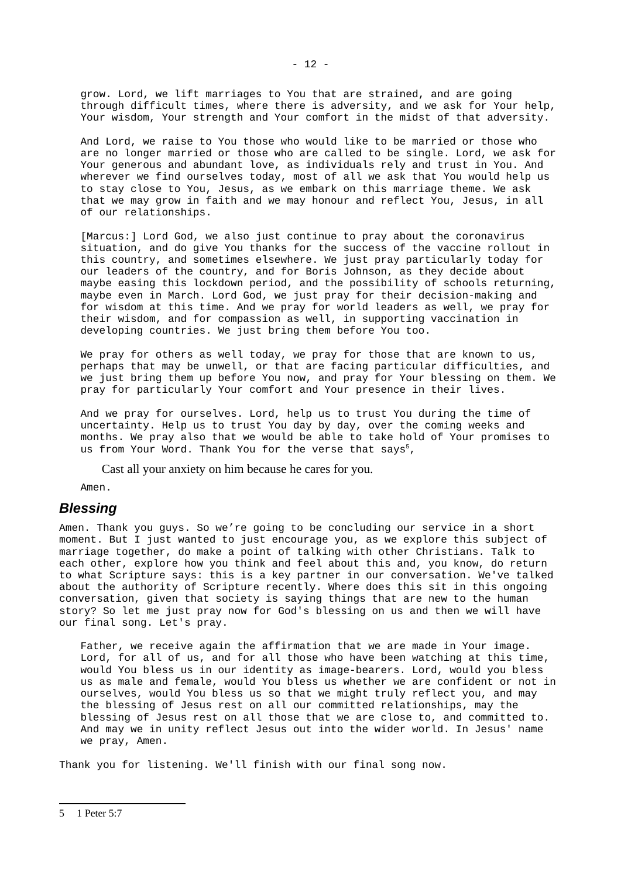grow. Lord, we lift marriages to You that are strained, and are going through difficult times, where there is adversity, and we ask for Your help, Your wisdom, Your strength and Your comfort in the midst of that adversity.

And Lord, we raise to You those who would like to be married or those who are no longer married or those who are called to be single. Lord, we ask for Your generous and abundant love, as individuals rely and trust in You. And wherever we find ourselves today, most of all we ask that You would help us to stay close to You, Jesus, as we embark on this marriage theme. We ask that we may grow in faith and we may honour and reflect You, Jesus, in all of our relationships.

[Marcus:] Lord God, we also just continue to pray about the coronavirus situation, and do give You thanks for the success of the vaccine rollout in this country, and sometimes elsewhere. We just pray particularly today for our leaders of the country, and for Boris Johnson, as they decide about maybe easing this lockdown period, and the possibility of schools returning, maybe even in March. Lord God, we just pray for their decision-making and for wisdom at this time. And we pray for world leaders as well, we pray for their wisdom, and for compassion as well, in supporting vaccination in developing countries. We just bring them before You too.

We pray for others as well today, we pray for those that are known to us, perhaps that may be unwell, or that are facing particular difficulties, and we just bring them up before You now, and pray for Your blessing on them. We pray for particularly Your comfort and Your presence in their lives.

And we pray for ourselves. Lord, help us to trust You during the time of uncertainty. Help us to trust You day by day, over the coming weeks and months. We pray also that we would be able to take hold of Your promises to us from Your Word. Thank You for the verse that says[5],

> Cast all your anxiety on him because he cares for you.

Amen.

## Blessing

Amen. Thank you guys. So we're going to be concluding our service in a short moment. But I just wanted to just encourage you, as we explore this subject of marriage together, do make a point of talking with other Christians. Talk to each other, explore how you think and feel about this and, you know, do return to what Scripture says: this is a key partner in our conversation. We've talked about the authority of Scripture recently. Where does this sit in this ongoing conversation, given that society is saying things that are new to the human story? So let me just pray now for God's blessing on us and then we will have our final song. Let's pray.

Father, we receive again the affirmation that we are made in Your image. Lord, for all of us, and for all those who have been watching at this time, would You bless us in our identity as image-bearers. Lord, would you bless us as male and female, would You bless us whether we are confident or not in ourselves, would You bless us so that we might truly reflect you, and may the blessing of Jesus rest on all our committed relationships, may the blessing of Jesus rest on all those that we are close to, and committed to. And may we in unity reflect Jesus out into the wider world. In Jesus' name we pray, Amen.

Thank you for listening. We'll finish with our final song now.

---

5 1 Peter 5:7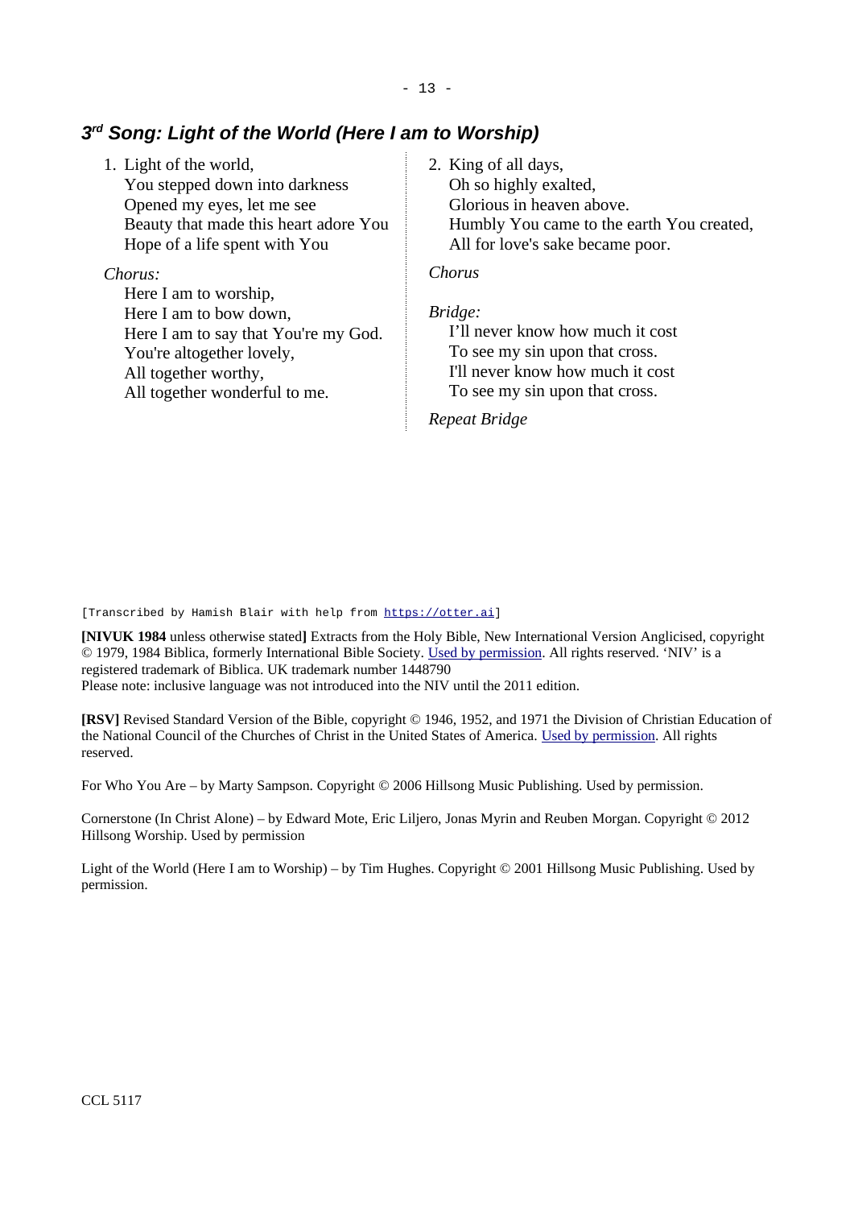## 3rd Song: Light of the World (Here I am to Worship)

1. Light of the world,
   You stepped down into darkness
   Opened my eyes, let me see
   Beauty that made this heart adore You
   Hope of a life spent with You

*Chorus:*

Here I am to worship,
Here I am to bow down,
Here I am to say that You're my God.
You're altogether lovely,
All together worthy,
All together wonderful to me.

2. King of all days,
   Oh so highly exalted,
   Glorious in heaven above.
   Humbly You came to the earth You created,
   All for love's sake became poor.

*Chorus*

*Bridge:*

I'll never know how much it cost
To see my sin upon that cross.
I'll never know how much it cost
To see my sin upon that cross.

*Repeat Bridge*

[Transcribed by Hamish Blair with help from https://otter.ai]

**[NIVUK 1984** unless otherwise stated**]** Extracts from the Holy Bible, New International Version Anglicised, copyright © 1979, 1984 Biblica, formerly International Bible Society. Used by permission. All rights reserved. 'NIV' is a registered trademark of Biblica. UK trademark number 1448790
Please note: inclusive language was not introduced into the NIV until the 2011 edition.

**[RSV]** Revised Standard Version of the Bible, copyright © 1946, 1952, and 1971 the Division of Christian Education of the National Council of the Churches of Christ in the United States of America. Used by permission. All rights reserved.

For Who You Are – by Marty Sampson. Copyright © 2006 Hillsong Music Publishing. Used by permission.

Cornerstone (In Christ Alone) – by Edward Mote, Eric Liljero, Jonas Myrin and Reuben Morgan. Copyright © 2012 Hillsong Worship. Used by permission

Light of the World (Here I am to Worship) – by Tim Hughes. Copyright © 2001 Hillsong Music Publishing. Used by permission.

CCL 5117